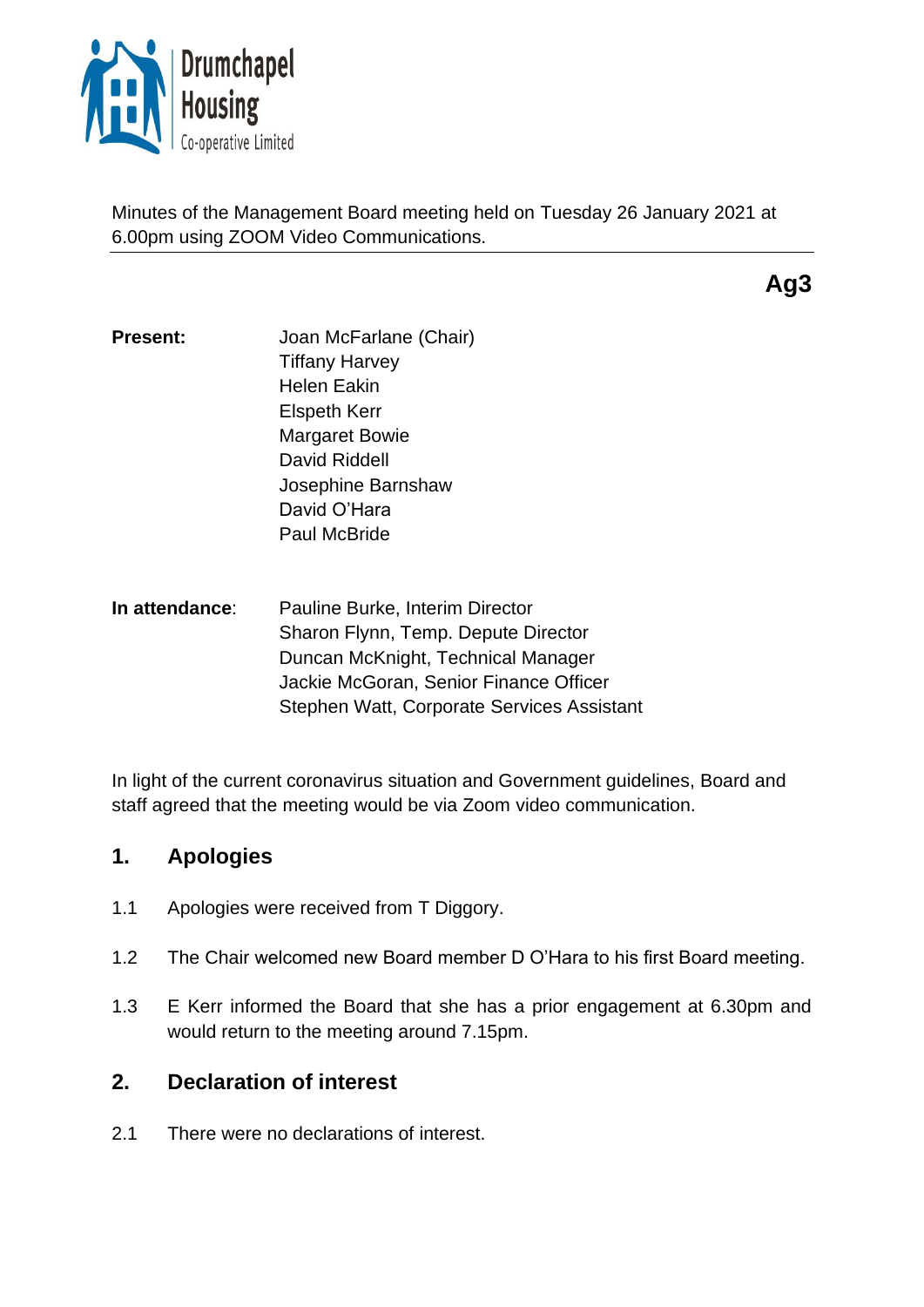Drumchapel Housing Co-operative Limited

Minutes of the Management Board meeting held on Tuesday 26 January 2021 at 6.00pm using ZOOM Video Communications.

**Ag3**

**Present:**

Joan McFarlane (Chair)
Tiffany Harvey
Helen Eakin
Elspeth Kerr
Margaret Bowie
David Riddell
Josephine Barnshaw
David O'Hara
Paul McBride

**In attendance**:

Pauline Burke, Interim Director
Sharon Flynn, Temp. Depute Director
Duncan McKnight, Technical Manager
Jackie McGoran, Senior Finance Officer
Stephen Watt, Corporate Services Assistant

In light of the current coronavirus situation and Government guidelines, Board and staff agreed that the meeting would be via Zoom video communication.

## 1. Apologies

1.1 Apologies were received from T Diggory.

1.2 The Chair welcomed new Board member D O'Hara to his first Board meeting.

1.3 E Kerr informed the Board that she has a prior engagement at 6.30pm and would return to the meeting around 7.15pm.

## 2. Declaration of interest

2.1 There were no declarations of interest.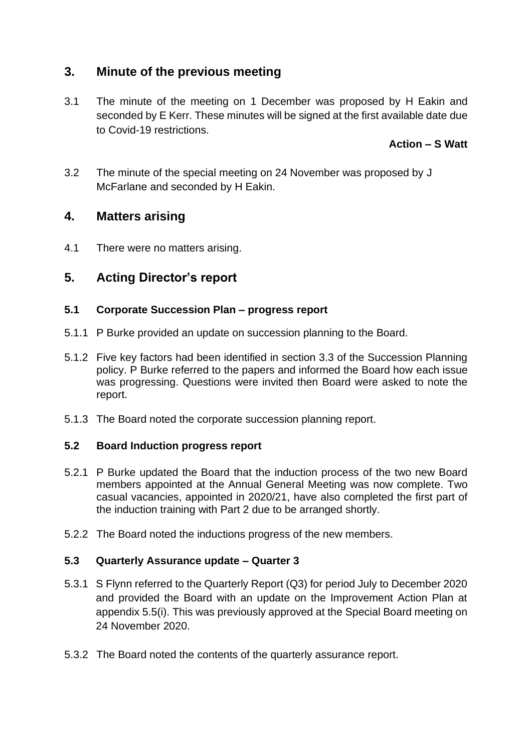## 3. Minute of the previous meeting

3.1 The minute of the meeting on 1 December was proposed by H Eakin and seconded by E Kerr. These minutes will be signed at the first available date due to Covid-19 restrictions.

**Action – S Watt**

3.2 The minute of the special meeting on 24 November was proposed by J McFarlane and seconded by H Eakin.

## 4. Matters arising

4.1 There were no matters arising.

## 5. Acting Director's report

### 5.1 Corporate Succession Plan – progress report

5.1.1 P Burke provided an update on succession planning to the Board.

5.1.2 Five key factors had been identified in section 3.3 of the Succession Planning policy. P Burke referred to the papers and informed the Board how each issue was progressing. Questions were invited then Board were asked to note the report.

5.1.3 The Board noted the corporate succession planning report.

### 5.2 Board Induction progress report

5.2.1 P Burke updated the Board that the induction process of the two new Board members appointed at the Annual General Meeting was now complete. Two casual vacancies, appointed in 2020/21, have also completed the first part of the induction training with Part 2 due to be arranged shortly.

5.2.2 The Board noted the inductions progress of the new members.

### 5.3 Quarterly Assurance update – Quarter 3

5.3.1 S Flynn referred to the Quarterly Report (Q3) for period July to December 2020 and provided the Board with an update on the Improvement Action Plan at appendix 5.5(i). This was previously approved at the Special Board meeting on 24 November 2020.

5.3.2 The Board noted the contents of the quarterly assurance report.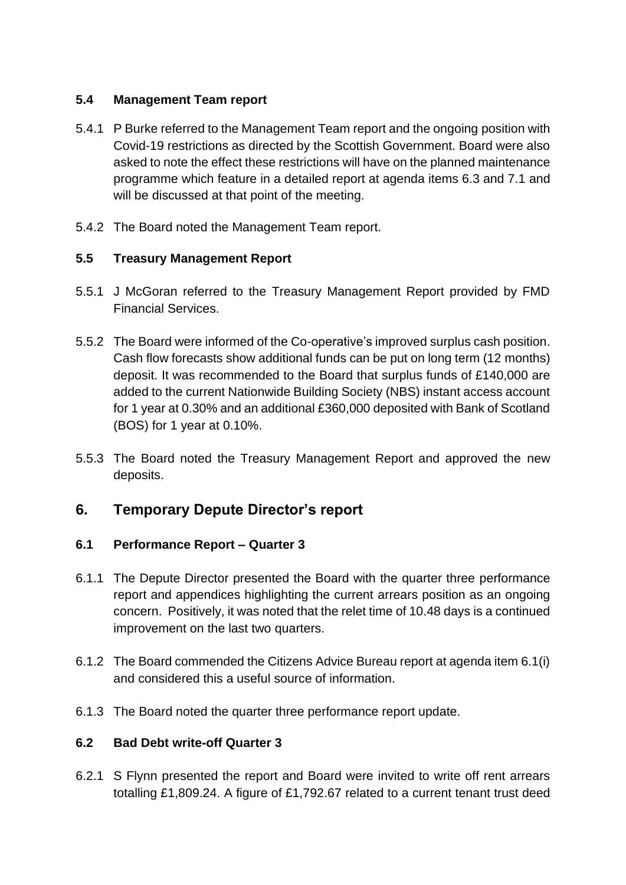### 5.4 Management Team report

5.4.1 P Burke referred to the Management Team report and the ongoing position with Covid-19 restrictions as directed by the Scottish Government. Board were also asked to note the effect these restrictions will have on the planned maintenance programme which feature in a detailed report at agenda items 6.3 and 7.1 and will be discussed at that point of the meeting.

5.4.2 The Board noted the Management Team report.

### 5.5 Treasury Management Report

5.5.1 J McGoran referred to the Treasury Management Report provided by FMD Financial Services.

5.5.2 The Board were informed of the Co-operative's improved surplus cash position. Cash flow forecasts show additional funds can be put on long term (12 months) deposit. It was recommended to the Board that surplus funds of £140,000 are added to the current Nationwide Building Society (NBS) instant access account for 1 year at 0.30% and an additional £360,000 deposited with Bank of Scotland (BOS) for 1 year at 0.10%.

5.5.3 The Board noted the Treasury Management Report and approved the new deposits.

## 6. Temporary Depute Director's report

### 6.1 Performance Report – Quarter 3

6.1.1 The Depute Director presented the Board with the quarter three performance report and appendices highlighting the current arrears position as an ongoing concern. Positively, it was noted that the relet time of 10.48 days is a continued improvement on the last two quarters.

6.1.2 The Board commended the Citizens Advice Bureau report at agenda item 6.1(i) and considered this a useful source of information.

6.1.3 The Board noted the quarter three performance report update.

### 6.2 Bad Debt write-off Quarter 3

6.2.1 S Flynn presented the report and Board were invited to write off rent arrears totalling £1,809.24. A figure of £1,792.67 related to a current tenant trust deed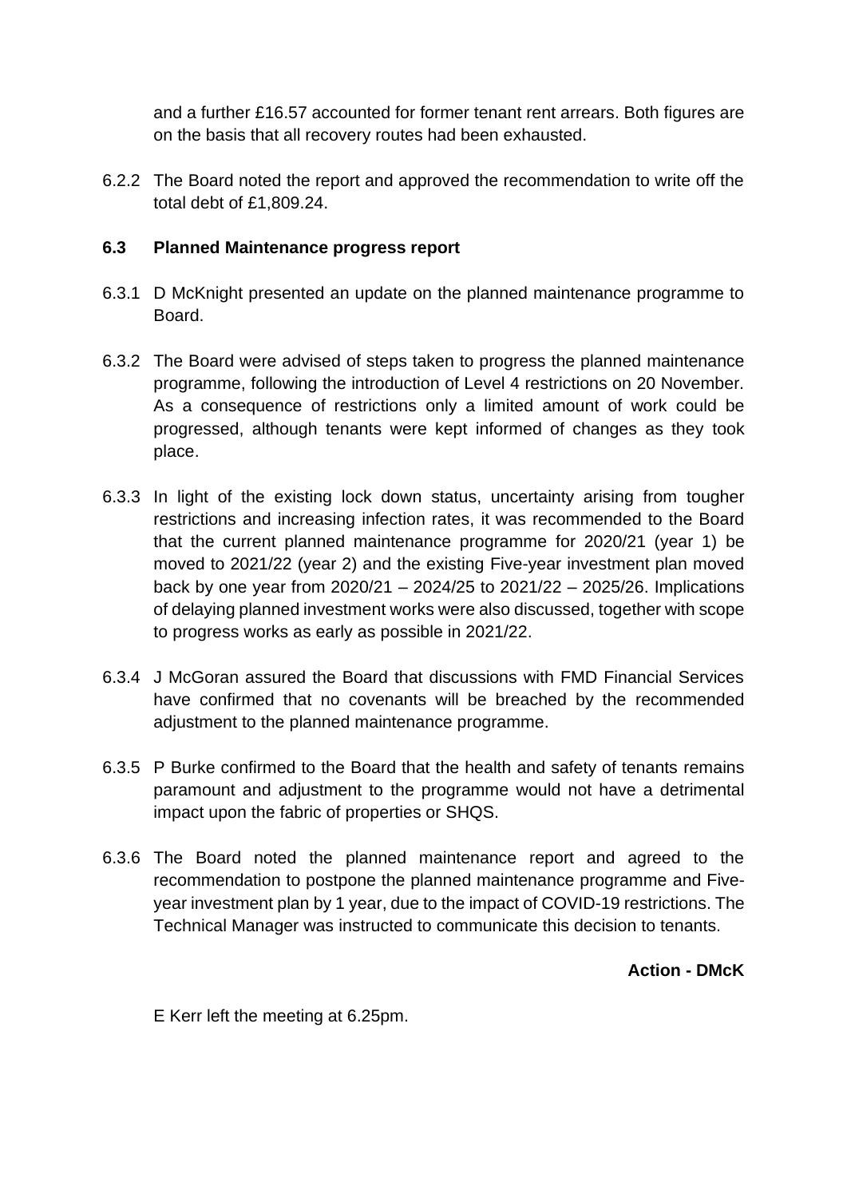and a further £16.57 accounted for former tenant rent arrears. Both figures are on the basis that all recovery routes had been exhausted.

6.2.2 The Board noted the report and approved the recommendation to write off the total debt of £1,809.24.

### 6.3 Planned Maintenance progress report

6.3.1 D McKnight presented an update on the planned maintenance programme to Board.

6.3.2 The Board were advised of steps taken to progress the planned maintenance programme, following the introduction of Level 4 restrictions on 20 November. As a consequence of restrictions only a limited amount of work could be progressed, although tenants were kept informed of changes as they took place.

6.3.3 In light of the existing lock down status, uncertainty arising from tougher restrictions and increasing infection rates, it was recommended to the Board that the current planned maintenance programme for 2020/21 (year 1) be moved to 2021/22 (year 2) and the existing Five-year investment plan moved back by one year from 2020/21 – 2024/25 to 2021/22 – 2025/26. Implications of delaying planned investment works were also discussed, together with scope to progress works as early as possible in 2021/22.

6.3.4 J McGoran assured the Board that discussions with FMD Financial Services have confirmed that no covenants will be breached by the recommended adjustment to the planned maintenance programme.

6.3.5 P Burke confirmed to the Board that the health and safety of tenants remains paramount and adjustment to the programme would not have a detrimental impact upon the fabric of properties or SHQS.

6.3.6 The Board noted the planned maintenance report and agreed to the recommendation to postpone the planned maintenance programme and Five-year investment plan by 1 year, due to the impact of COVID-19 restrictions. The Technical Manager was instructed to communicate this decision to tenants.

**Action - DMcK**

E Kerr left the meeting at 6.25pm.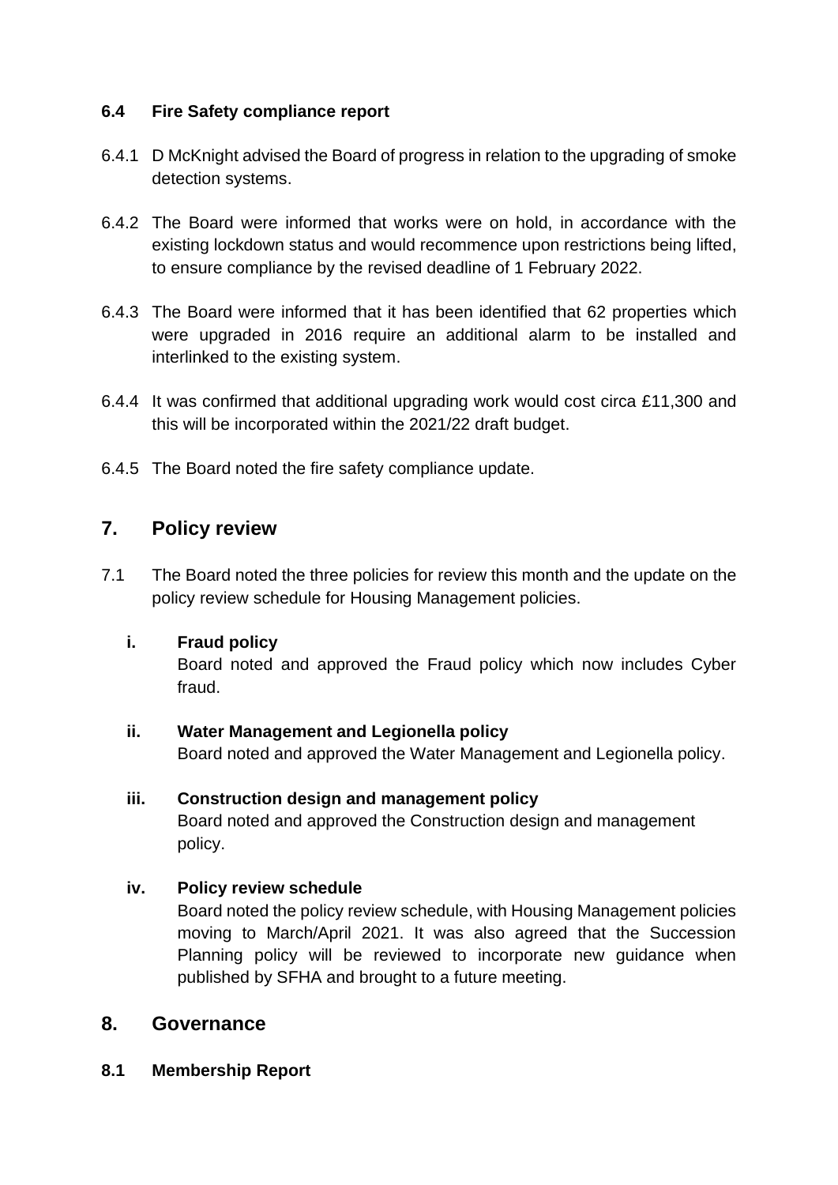**6.4 Fire Safety compliance report**

6.4.1 D McKnight advised the Board of progress in relation to the upgrading of smoke detection systems.

6.4.2 The Board were informed that works were on hold, in accordance with the existing lockdown status and would recommence upon restrictions being lifted, to ensure compliance by the revised deadline of 1 February 2022.

6.4.3 The Board were informed that it has been identified that 62 properties which were upgraded in 2016 require an additional alarm to be installed and interlinked to the existing system.

6.4.4 It was confirmed that additional upgrading work would cost circa £11,300 and this will be incorporated within the 2021/22 draft budget.

6.4.5 The Board noted the fire safety compliance update.

## 7. Policy review

7.1 The Board noted the three policies for review this month and the update on the policy review schedule for Housing Management policies.

**i. Fraud policy**
Board noted and approved the Fraud policy which now includes Cyber fraud.

**ii. Water Management and Legionella policy**
Board noted and approved the Water Management and Legionella policy.

**iii. Construction design and management policy**
Board noted and approved the Construction design and management policy.

**iv. Policy review schedule**
Board noted the policy review schedule, with Housing Management policies moving to March/April 2021. It was also agreed that the Succession Planning policy will be reviewed to incorporate new guidance when published by SFHA and brought to a future meeting.

## 8. Governance

**8.1 Membership Report**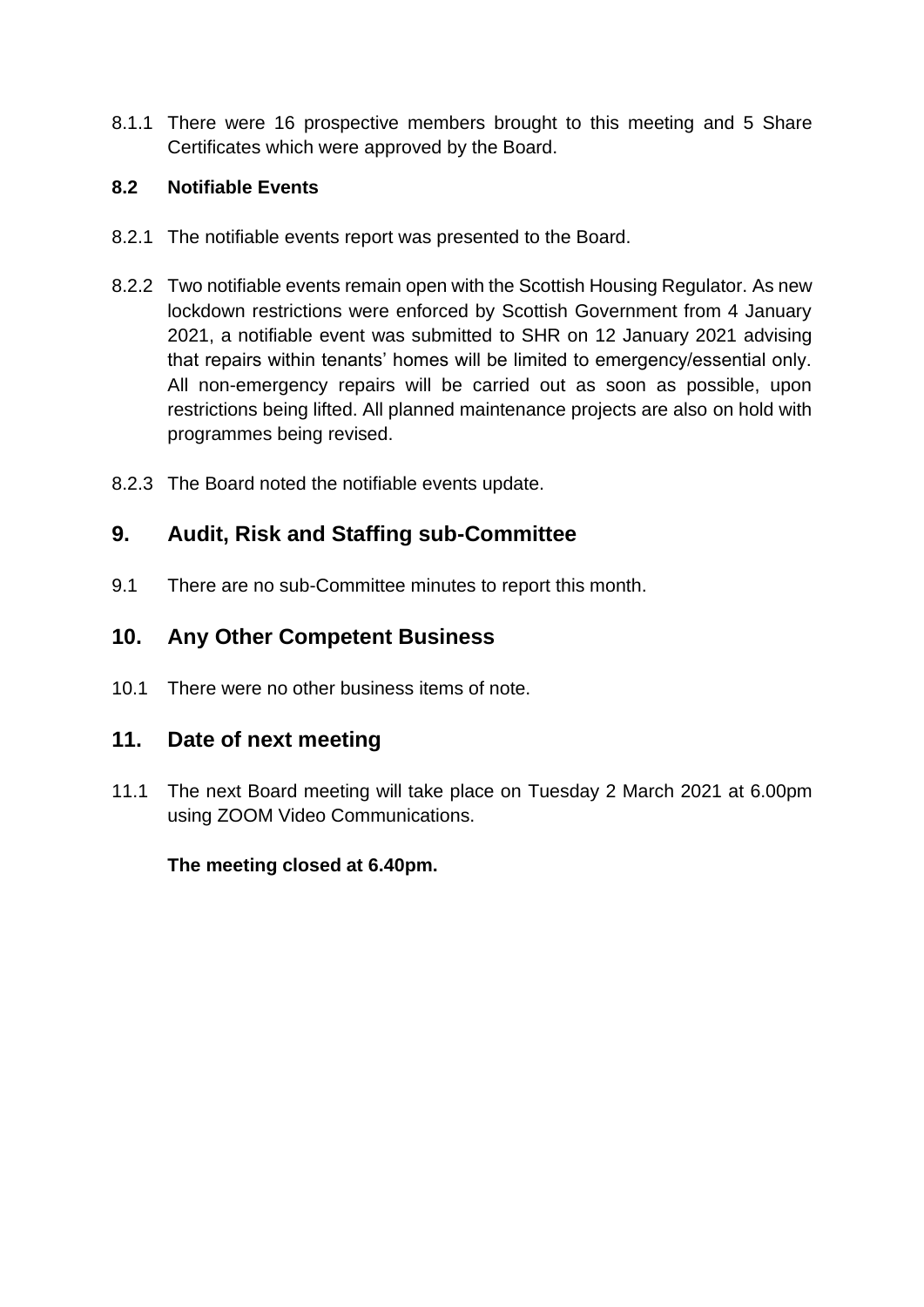8.1.1 There were 16 prospective members brought to this meeting and 5 Share Certificates which were approved by the Board.

### 8.2 Notifiable Events

8.2.1 The notifiable events report was presented to the Board.

8.2.2 Two notifiable events remain open with the Scottish Housing Regulator. As new lockdown restrictions were enforced by Scottish Government from 4 January 2021, a notifiable event was submitted to SHR on 12 January 2021 advising that repairs within tenants' homes will be limited to emergency/essential only. All non-emergency repairs will be carried out as soon as possible, upon restrictions being lifted. All planned maintenance projects are also on hold with programmes being revised.

8.2.3 The Board noted the notifiable events update.

## 9. Audit, Risk and Staffing sub-Committee

9.1 There are no sub-Committee minutes to report this month.

## 10. Any Other Competent Business

10.1 There were no other business items of note.

## 11. Date of next meeting

11.1 The next Board meeting will take place on Tuesday 2 March 2021 at 6.00pm using ZOOM Video Communications.

**The meeting closed at 6.40pm.**